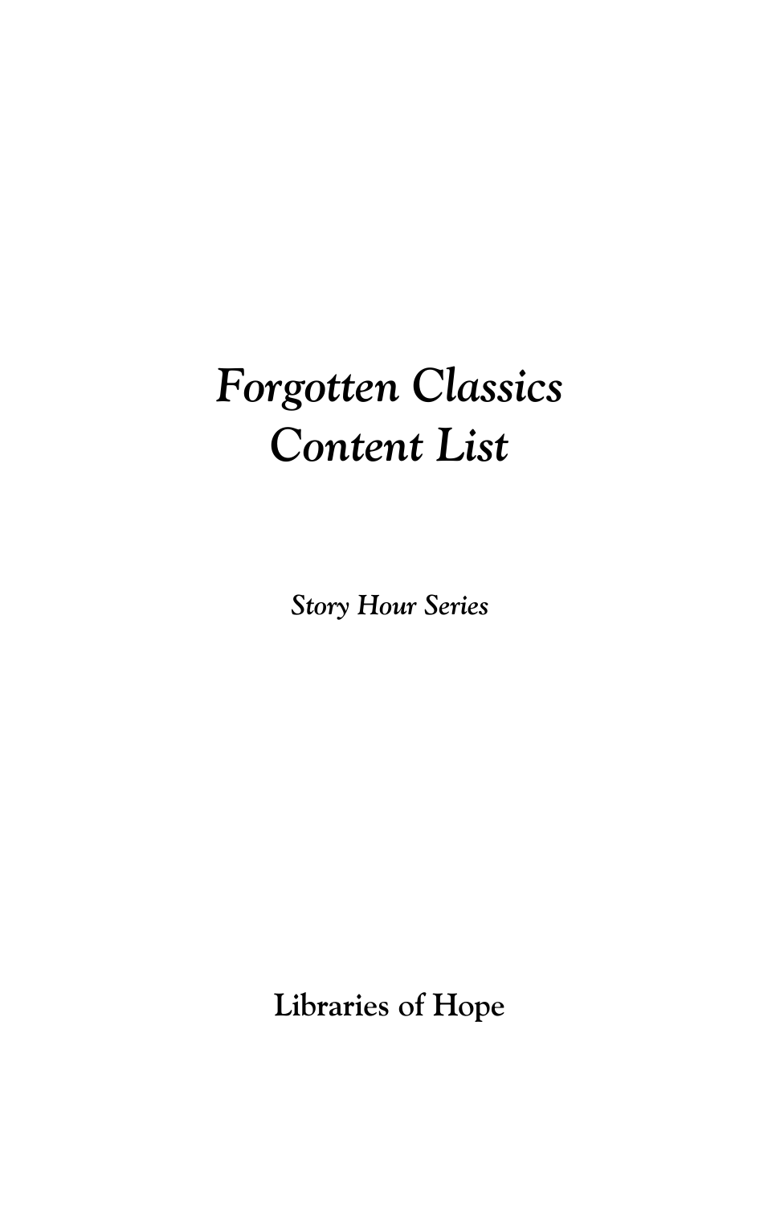# *Forgotten Classics Content List*

*Story Hour Series*

Libraries of Hope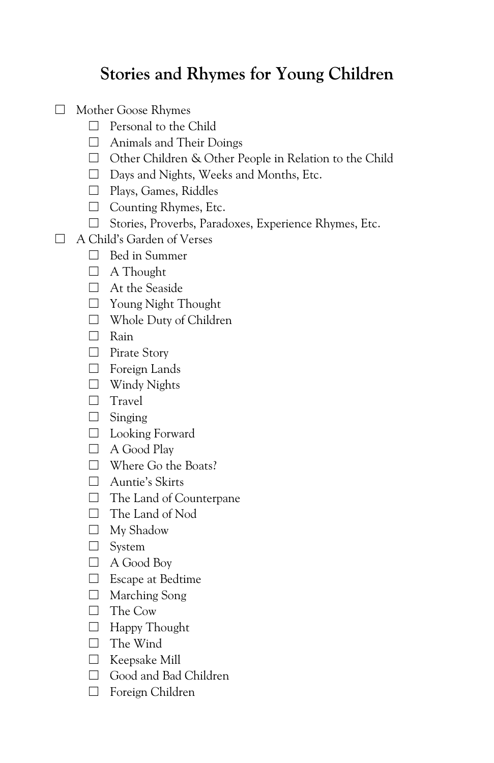# Stories and Rhymes for Young Children

- ☐ Mother Goose Rhymes
  - ☐ Personal to the Child
  - ☐ Animals and Their Doings
  - ☐ Other Children & Other People in Relation to the Child
  - ☐ Days and Nights, Weeks and Months, Etc.
  - ☐ Plays, Games, Riddles
  - ☐ Counting Rhymes, Etc.
  - ☐ Stories, Proverbs, Paradoxes, Experience Rhymes, Etc.
- ☐ A Child's Garden of Verses
  - ☐ Bed in Summer
  - ☐ A Thought
  - ☐ At the Seaside
  - ☐ Young Night Thought
  - ☐ Whole Duty of Children
  - ☐ Rain
  - ☐ Pirate Story
  - ☐ Foreign Lands
  - ☐ Windy Nights
  - ☐ Travel
  - ☐ Singing
  - ☐ Looking Forward
  - ☐ A Good Play
  - ☐ Where Go the Boats?
  - ☐ Auntie's Skirts
  - ☐ The Land of Counterpane
  - ☐ The Land of Nod
  - ☐ My Shadow
  - ☐ System
  - ☐ A Good Boy
  - ☐ Escape at Bedtime
  - ☐ Marching Song
  - ☐ The Cow
  - ☐ Happy Thought
  - ☐ The Wind
  - ☐ Keepsake Mill
  - ☐ Good and Bad Children
  - ☐ Foreign Children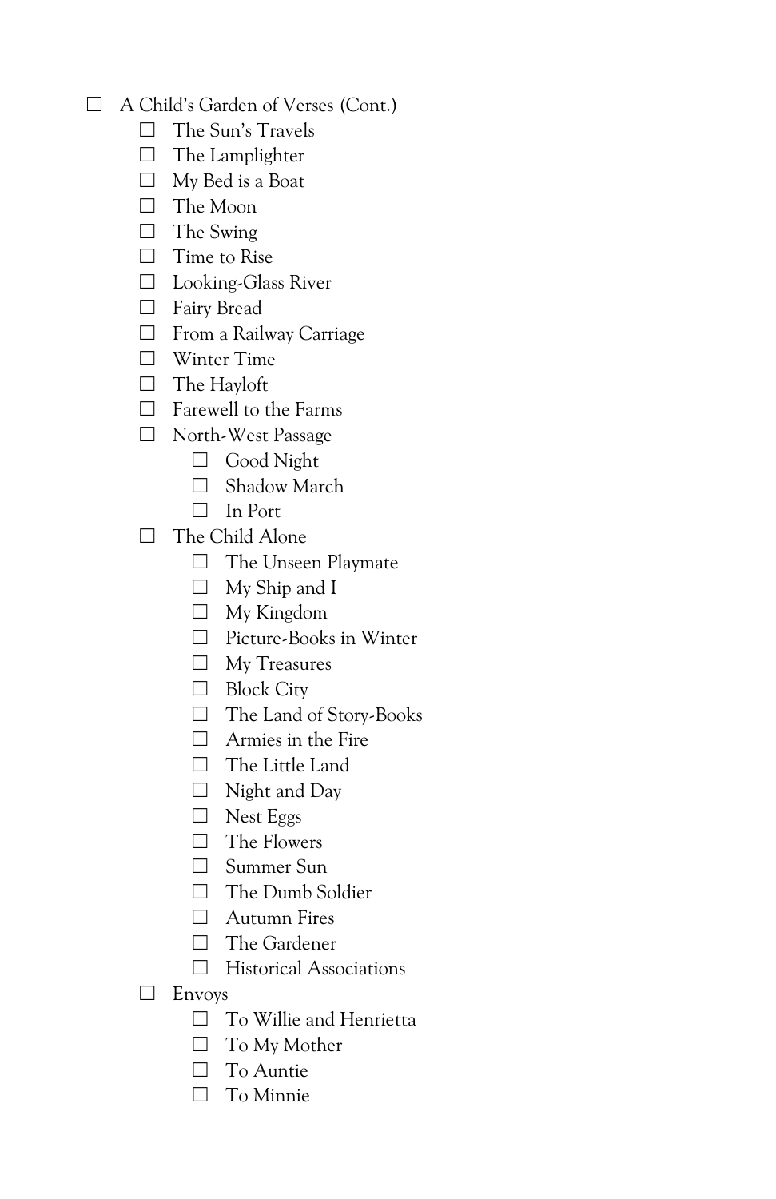- ☐ A Child's Garden of Verses (Cont.)
  - ☐ The Sun's Travels
  - ☐ The Lamplighter
  - ☐ My Bed is a Boat
  - ☐ The Moon
  - ☐ The Swing
  - ☐ Time to Rise
  - ☐ Looking-Glass River
  - ☐ Fairy Bread
  - ☐ From a Railway Carriage
  - ☐ Winter Time
  - ☐ The Hayloft
  - ☐ Farewell to the Farms
  - ☐ North-West Passage
    - ☐ Good Night
    - ☐ Shadow March
    - ☐ In Port
  - ☐ The Child Alone
    - ☐ The Unseen Playmate
    - ☐ My Ship and I
    - ☐ My Kingdom
    - ☐ Picture-Books in Winter
    - ☐ My Treasures
    - ☐ Block City
    - ☐ The Land of Story-Books
    - ☐ Armies in the Fire
    - ☐ The Little Land
    - ☐ Night and Day
    - ☐ Nest Eggs
    - ☐ The Flowers
    - ☐ Summer Sun
    - ☐ The Dumb Soldier
    - ☐ Autumn Fires
    - ☐ The Gardener
    - ☐ Historical Associations
  - ☐ Envoys
    - ☐ To Willie and Henrietta
    - ☐ To My Mother
    - ☐ To Auntie
    - ☐ To Minnie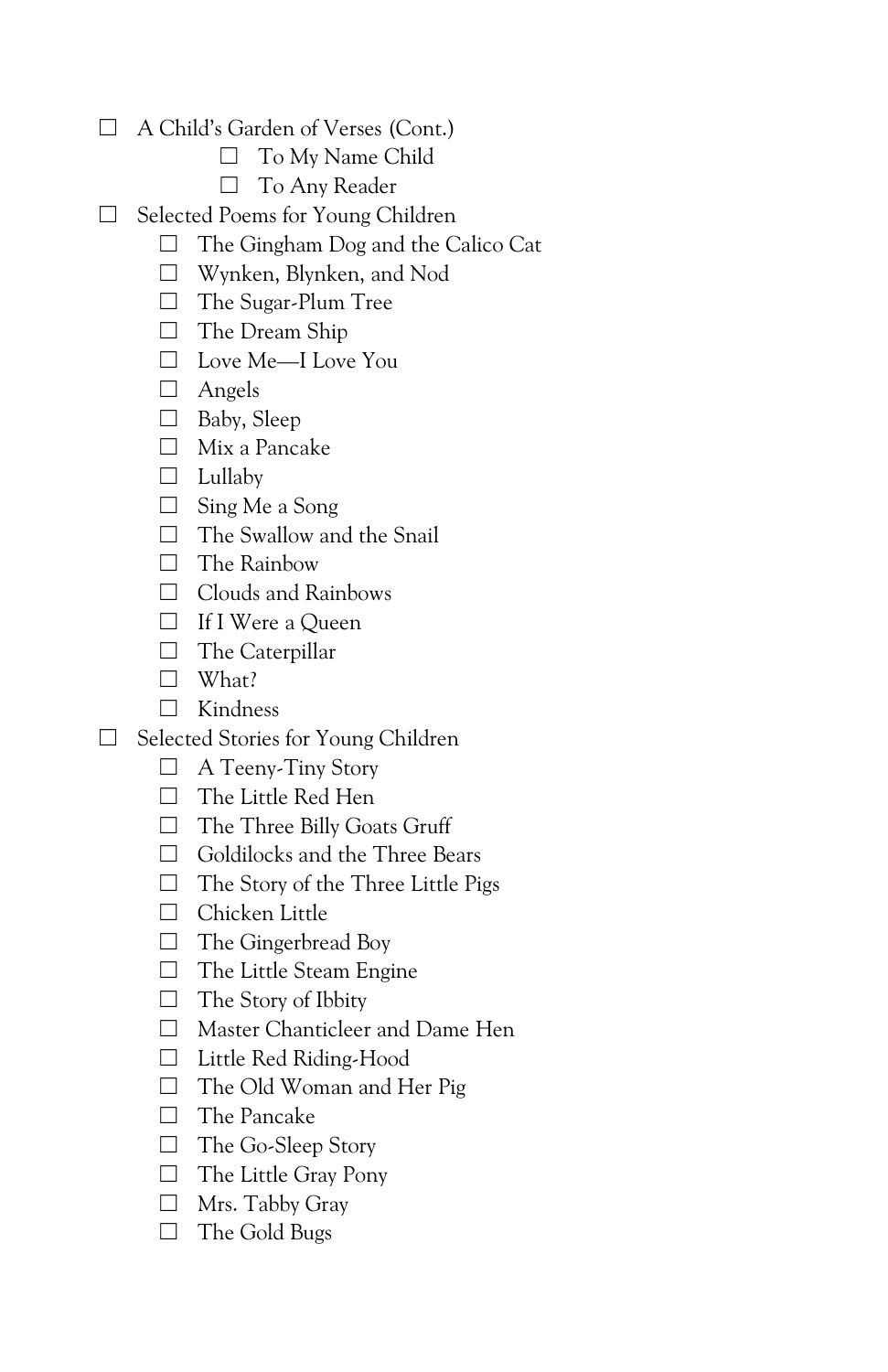- ☐ A Child’s Garden of Verses (Cont.)
    - ☐ To My Name Child
    - ☐ To Any Reader
- ☐ Selected Poems for Young Children
    - ☐ The Gingham Dog and the Calico Cat
    - ☐ Wynken, Blynken, and Nod
    - ☐ The Sugar-Plum Tree
    - ☐ The Dream Ship
    - ☐ Love Me—I Love You
    - ☐ Angels
    - ☐ Baby, Sleep
    - ☐ Mix a Pancake
    - ☐ Lullaby
    - ☐ Sing Me a Song
    - ☐ The Swallow and the Snail
    - ☐ The Rainbow
    - ☐ Clouds and Rainbows
    - ☐ If I Were a Queen
    - ☐ The Caterpillar
    - ☐ What?
    - ☐ Kindness
- ☐ Selected Stories for Young Children
    - ☐ A Teeny-Tiny Story
    - ☐ The Little Red Hen
    - ☐ The Three Billy Goats Gruff
    - ☐ Goldilocks and the Three Bears
    - ☐ The Story of the Three Little Pigs
    - ☐ Chicken Little
    - ☐ The Gingerbread Boy
    - ☐ The Little Steam Engine
    - ☐ The Story of Ibbity
    - ☐ Master Chanticleer and Dame Hen
    - ☐ Little Red Riding-Hood
    - ☐ The Old Woman and Her Pig
    - ☐ The Pancake
    - ☐ The Go-Sleep Story
    - ☐ The Little Gray Pony
    - ☐ Mrs. Tabby Gray
    - ☐ The Gold Bugs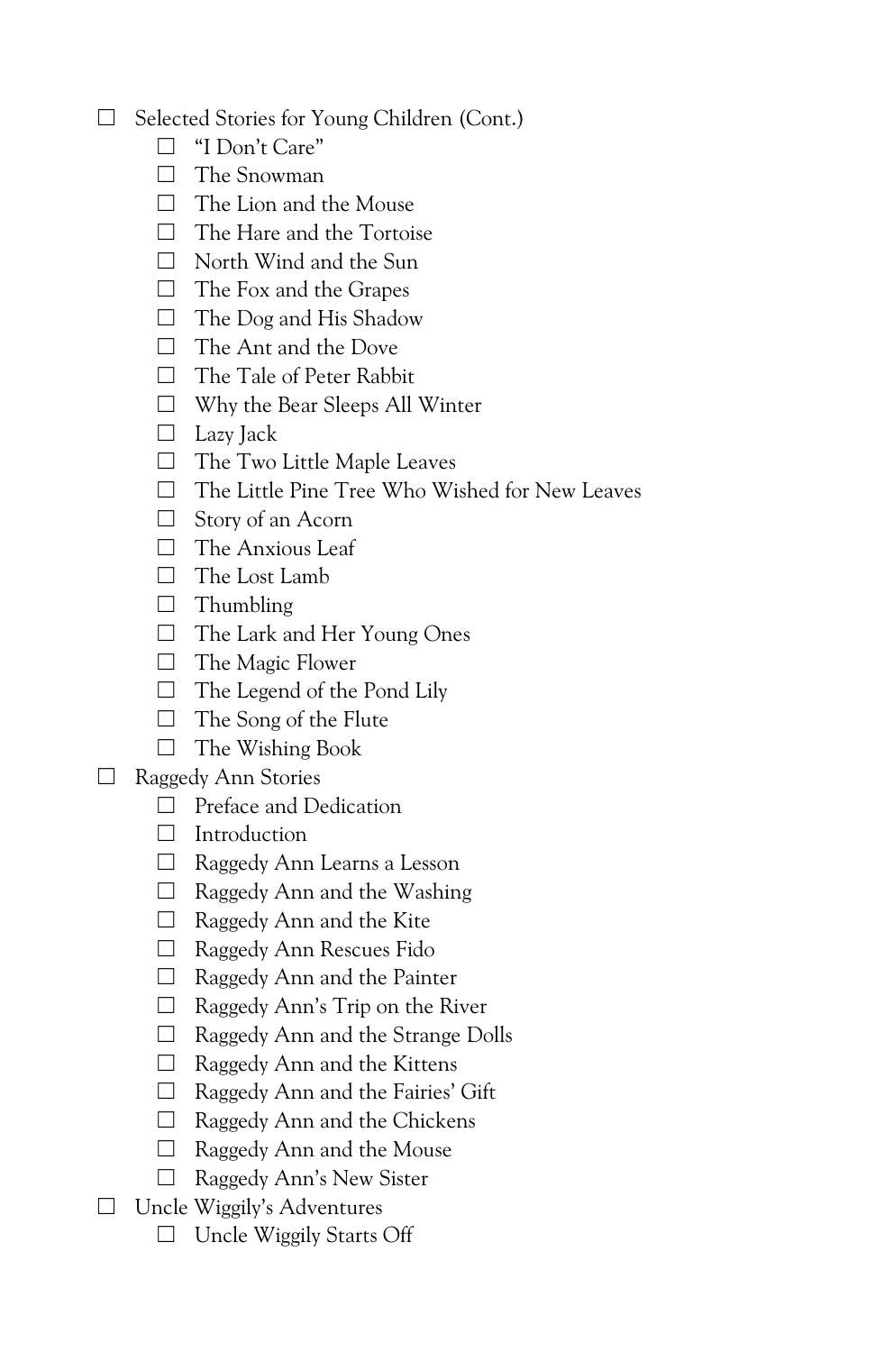- ☐ Selected Stories for Young Children (Cont.)
  - ☐ "I Don't Care"
  - ☐ The Snowman
  - ☐ The Lion and the Mouse
  - ☐ The Hare and the Tortoise
  - ☐ North Wind and the Sun
  - ☐ The Fox and the Grapes
  - ☐ The Dog and His Shadow
  - ☐ The Ant and the Dove
  - ☐ The Tale of Peter Rabbit
  - ☐ Why the Bear Sleeps All Winter
  - ☐ Lazy Jack
  - ☐ The Two Little Maple Leaves
  - ☐ The Little Pine Tree Who Wished for New Leaves
  - ☐ Story of an Acorn
  - ☐ The Anxious Leaf
  - ☐ The Lost Lamb
  - ☐ Thumbling
  - ☐ The Lark and Her Young Ones
  - ☐ The Magic Flower
  - ☐ The Legend of the Pond Lily
  - ☐ The Song of the Flute
  - ☐ The Wishing Book
- ☐ Raggedy Ann Stories
  - ☐ Preface and Dedication
  - ☐ Introduction
  - ☐ Raggedy Ann Learns a Lesson
  - ☐ Raggedy Ann and the Washing
  - ☐ Raggedy Ann and the Kite
  - ☐ Raggedy Ann Rescues Fido
  - ☐ Raggedy Ann and the Painter
  - ☐ Raggedy Ann's Trip on the River
  - ☐ Raggedy Ann and the Strange Dolls
  - ☐ Raggedy Ann and the Kittens
  - ☐ Raggedy Ann and the Fairies' Gift
  - ☐ Raggedy Ann and the Chickens
  - ☐ Raggedy Ann and the Mouse
  - ☐ Raggedy Ann's New Sister
- ☐ Uncle Wiggily's Adventures
  - ☐ Uncle Wiggily Starts Off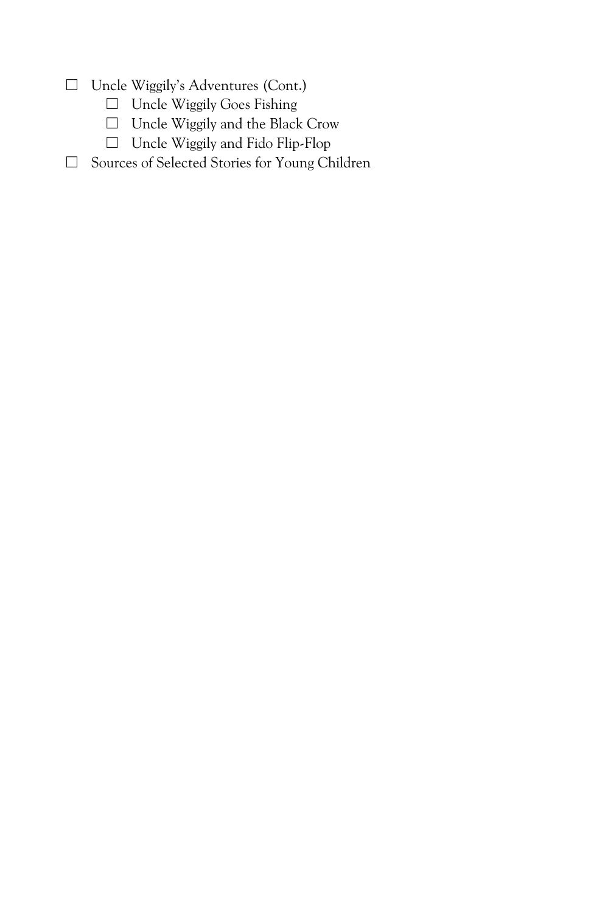- ☐ Uncle Wiggily's Adventures (Cont.)
    - ☐ Uncle Wiggily Goes Fishing
    - ☐ Uncle Wiggily and the Black Crow
    - ☐ Uncle Wiggily and Fido Flip-Flop
- ☐ Sources of Selected Stories for Young Children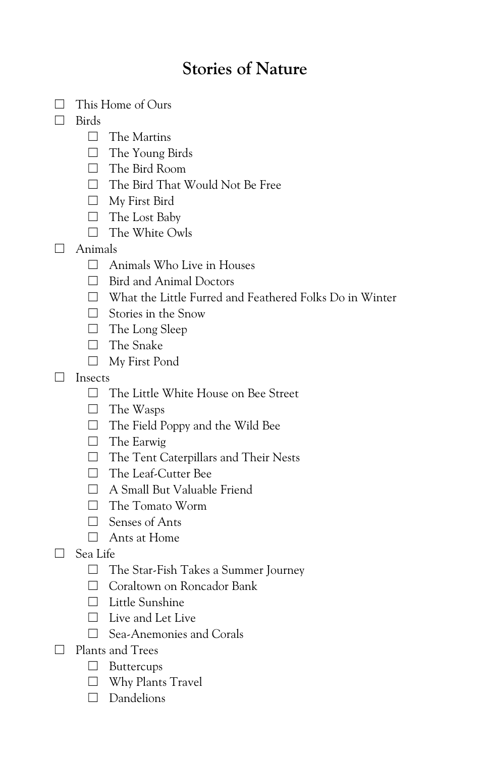# Stories of Nature

- [ ] This Home of Ours
- [ ] Birds
    - [ ] The Martins
    - [ ] The Young Birds
    - [ ] The Bird Room
    - [ ] The Bird That Would Not Be Free
    - [ ] My First Bird
    - [ ] The Lost Baby
    - [ ] The White Owls
- [ ] Animals
    - [ ] Animals Who Live in Houses
    - [ ] Bird and Animal Doctors
    - [ ] What the Little Furred and Feathered Folks Do in Winter
    - [ ] Stories in the Snow
    - [ ] The Long Sleep
    - [ ] The Snake
    - [ ] My First Pond
- [ ] Insects
    - [ ] The Little White House on Bee Street
    - [ ] The Wasps
    - [ ] The Field Poppy and the Wild Bee
    - [ ] The Earwig
    - [ ] The Tent Caterpillars and Their Nests
    - [ ] The Leaf-Cutter Bee
    - [ ] A Small But Valuable Friend
    - [ ] The Tomato Worm
    - [ ] Senses of Ants
    - [ ] Ants at Home
- [ ] Sea Life
    - [ ] The Star-Fish Takes a Summer Journey
    - [ ] Coraltown on Roncador Bank
    - [ ] Little Sunshine
    - [ ] Live and Let Live
    - [ ] Sea-Anemonies and Corals
- [ ] Plants and Trees
    - [ ] Buttercups
    - [ ] Why Plants Travel
    - [ ] Dandelions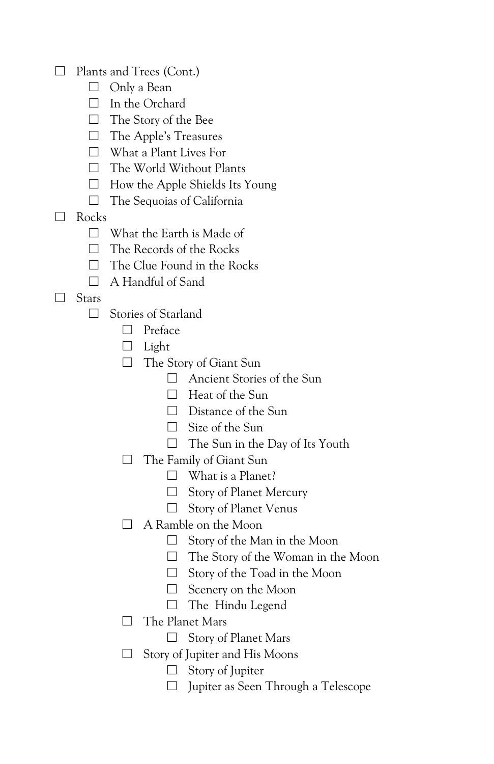- ☐ Plants and Trees (Cont.)
    - ☐ Only a Bean
    - ☐ In the Orchard
    - ☐ The Story of the Bee
    - ☐ The Apple's Treasures
    - ☐ What a Plant Lives For
    - ☐ The World Without Plants
    - ☐ How the Apple Shields Its Young
    - ☐ The Sequoias of California
- ☐ Rocks
    - ☐ What the Earth is Made of
    - ☐ The Records of the Rocks
    - ☐ The Clue Found in the Rocks
    - ☐ A Handful of Sand
- ☐ Stars
    - ☐ Stories of Starland
        - ☐ Preface
        - ☐ Light
        - ☐ The Story of Giant Sun
            - ☐ Ancient Stories of the Sun
            - ☐ Heat of the Sun
            - ☐ Distance of the Sun
            - ☐ Size of the Sun
            - ☐ The Sun in the Day of Its Youth
        - ☐ The Family of Giant Sun
            - ☐ What is a Planet?
            - ☐ Story of Planet Mercury
            - ☐ Story of Planet Venus
        - ☐ A Ramble on the Moon
            - ☐ Story of the Man in the Moon
            - ☐ The Story of the Woman in the Moon
            - ☐ Story of the Toad in the Moon
            - ☐ Scenery on the Moon
            - ☐ The Hindu Legend
        - ☐ The Planet Mars
            - ☐ Story of Planet Mars
        - ☐ Story of Jupiter and His Moons
            - ☐ Story of Jupiter
            - ☐ Jupiter as Seen Through a Telescope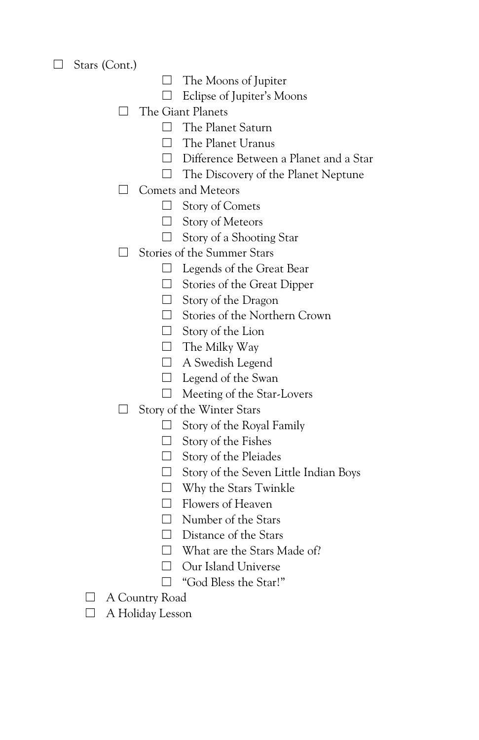- ☐ Stars (Cont.)
        - ☐ The Moons of Jupiter
        - ☐ Eclipse of Jupiter's Moons
    - ☐ The Giant Planets
        - ☐ The Planet Saturn
        - ☐ The Planet Uranus
        - ☐ Difference Between a Planet and a Star
        - ☐ The Discovery of the Planet Neptune
    - ☐ Comets and Meteors
        - ☐ Story of Comets
        - ☐ Story of Meteors
        - ☐ Story of a Shooting Star
    - ☐ Stories of the Summer Stars
        - ☐ Legends of the Great Bear
        - ☐ Stories of the Great Dipper
        - ☐ Story of the Dragon
        - ☐ Stories of the Northern Crown
        - ☐ Story of the Lion
        - ☐ The Milky Way
        - ☐ A Swedish Legend
        - ☐ Legend of the Swan
        - ☐ Meeting of the Star-Lovers
    - ☐ Story of the Winter Stars
        - ☐ Story of the Royal Family
        - ☐ Story of the Fishes
        - ☐ Story of the Pleiades
        - ☐ Story of the Seven Little Indian Boys
        - ☐ Why the Stars Twinkle
        - ☐ Flowers of Heaven
        - ☐ Number of the Stars
        - ☐ Distance of the Stars
        - ☐ What are the Stars Made of?
        - ☐ Our Island Universe
        - ☐ "God Bless the Star!"
- ☐ A Country Road
- ☐ A Holiday Lesson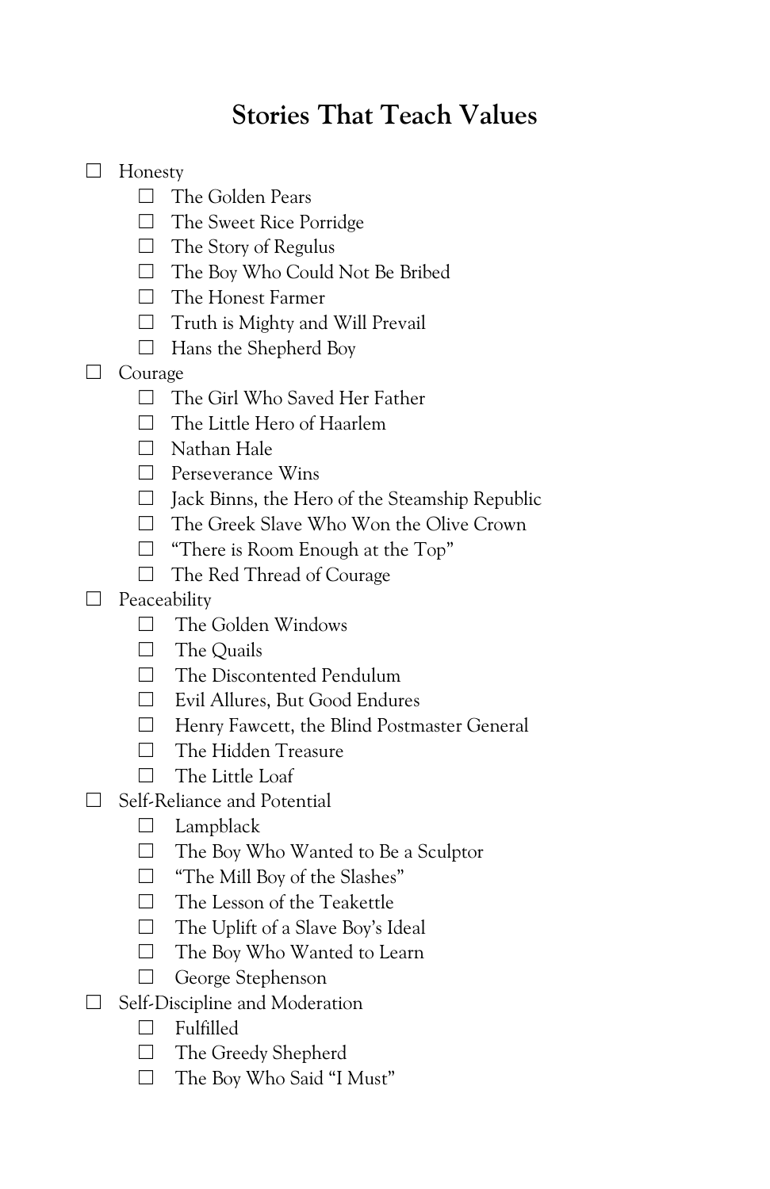# Stories That Teach Values

- ☐ Honesty
  - ☐ The Golden Pears
  - ☐ The Sweet Rice Porridge
  - ☐ The Story of Regulus
  - ☐ The Boy Who Could Not Be Bribed
  - ☐ The Honest Farmer
  - ☐ Truth is Mighty and Will Prevail
  - ☐ Hans the Shepherd Boy
- ☐ Courage
  - ☐ The Girl Who Saved Her Father
  - ☐ The Little Hero of Haarlem
  - ☐ Nathan Hale
  - ☐ Perseverance Wins
  - ☐ Jack Binns, the Hero of the Steamship Republic
  - ☐ The Greek Slave Who Won the Olive Crown
  - ☐ "There is Room Enough at the Top"
  - ☐ The Red Thread of Courage
- ☐ Peaceability
  - ☐ The Golden Windows
  - ☐ The Quails
  - ☐ The Discontented Pendulum
  - ☐ Evil Allures, But Good Endures
  - ☐ Henry Fawcett, the Blind Postmaster General
  - ☐ The Hidden Treasure
  - ☐ The Little Loaf
- ☐ Self-Reliance and Potential
  - ☐ Lampblack
  - ☐ The Boy Who Wanted to Be a Sculptor
  - ☐ "The Mill Boy of the Slashes"
  - ☐ The Lesson of the Teakettle
  - ☐ The Uplift of a Slave Boy's Ideal
  - ☐ The Boy Who Wanted to Learn
  - ☐ George Stephenson
- ☐ Self-Discipline and Moderation
  - ☐ Fulfilled
  - ☐ The Greedy Shepherd
  - ☐ The Boy Who Said "I Must"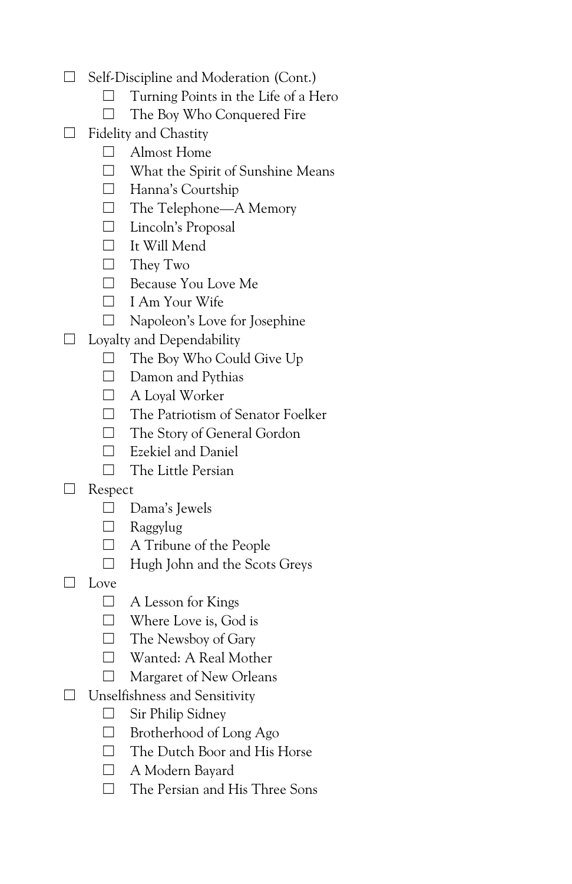- ☐ Self-Discipline and Moderation (Cont.)
  - ☐ Turning Points in the Life of a Hero
  - ☐ The Boy Who Conquered Fire
- ☐ Fidelity and Chastity
  - ☐ Almost Home
  - ☐ What the Spirit of Sunshine Means
  - ☐ Hanna's Courtship
  - ☐ The Telephone—A Memory
  - ☐ Lincoln's Proposal
  - ☐ It Will Mend
  - ☐ They Two
  - ☐ Because You Love Me
  - ☐ I Am Your Wife
  - ☐ Napoleon's Love for Josephine
- ☐ Loyalty and Dependability
  - ☐ The Boy Who Could Give Up
  - ☐ Damon and Pythias
  - ☐ A Loyal Worker
  - ☐ The Patriotism of Senator Foelker
  - ☐ The Story of General Gordon
  - ☐ Ezekiel and Daniel
  - ☐ The Little Persian
- ☐ Respect
  - ☐ Dama's Jewels
  - ☐ Raggylug
  - ☐ A Tribune of the People
  - ☐ Hugh John and the Scots Greys
- ☐ Love
  - ☐ A Lesson for Kings
  - ☐ Where Love is, God is
  - ☐ The Newsboy of Gary
  - ☐ Wanted: A Real Mother
  - ☐ Margaret of New Orleans
- ☐ Unselfishness and Sensitivity
  - ☐ Sir Philip Sidney
  - ☐ Brotherhood of Long Ago
  - ☐ The Dutch Boor and His Horse
  - ☐ A Modern Bayard
  - ☐ The Persian and His Three Sons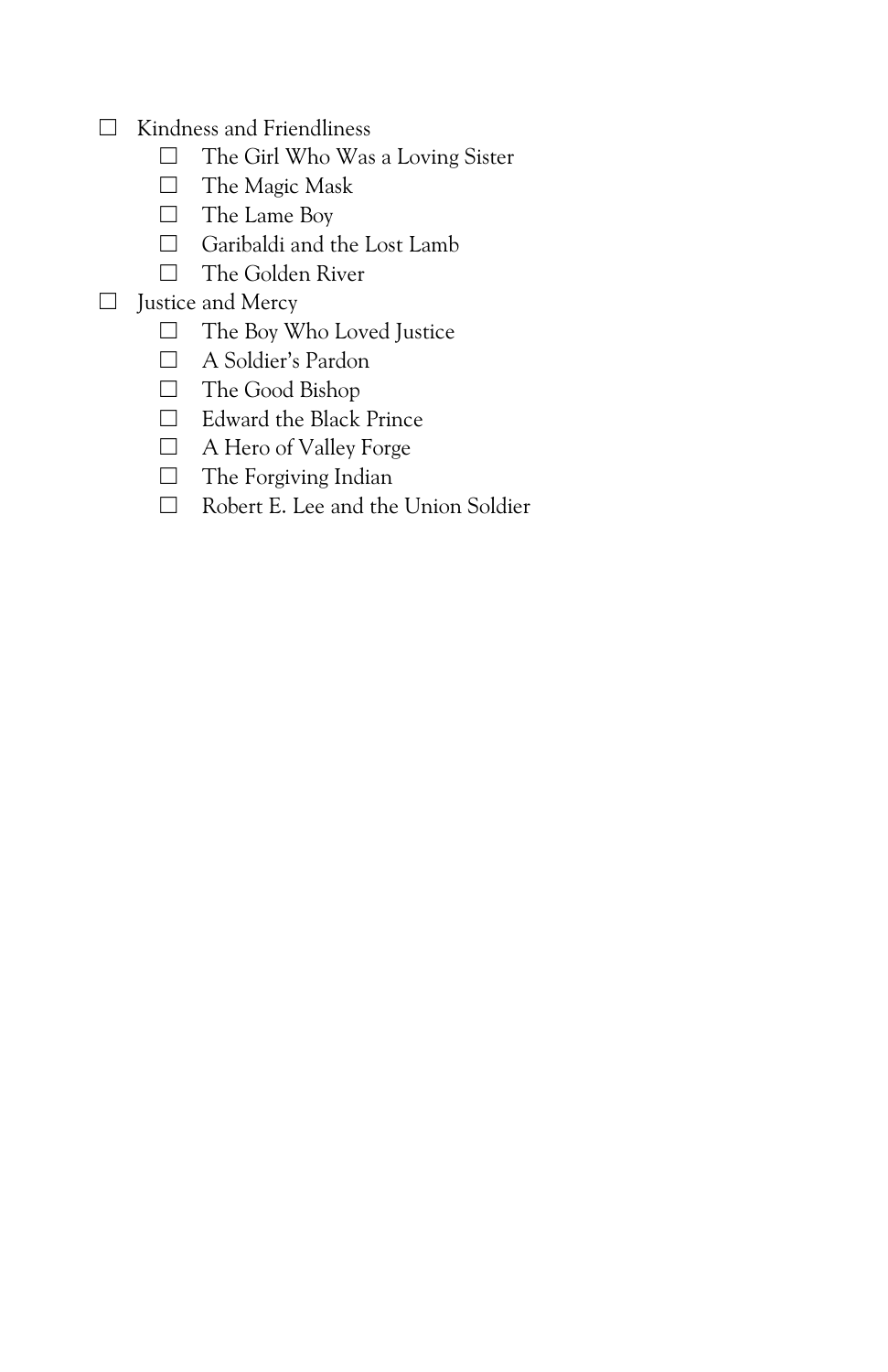- ☐ Kindness and Friendliness
  - ☐ The Girl Who Was a Loving Sister
  - ☐ The Magic Mask
  - ☐ The Lame Boy
  - ☐ Garibaldi and the Lost Lamb
  - ☐ The Golden River
- ☐ Justice and Mercy
  - ☐ The Boy Who Loved Justice
  - ☐ A Soldier's Pardon
  - ☐ The Good Bishop
  - ☐ Edward the Black Prince
  - ☐ A Hero of Valley Forge
  - ☐ The Forgiving Indian
  - ☐ Robert E. Lee and the Union Soldier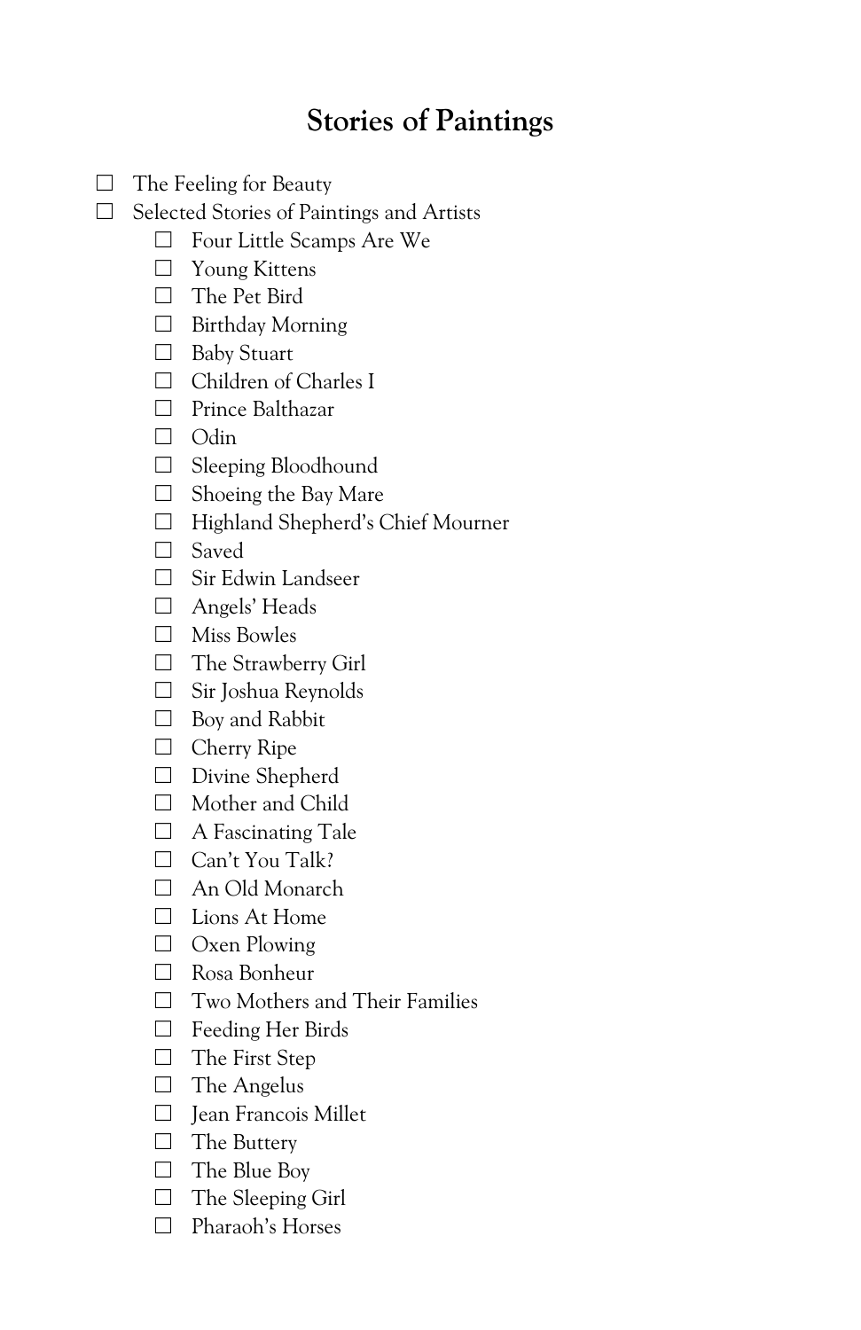# Stories of Paintings

- ☐ The Feeling for Beauty
- ☐ Selected Stories of Paintings and Artists
    - ☐ Four Little Scamps Are We
    - ☐ Young Kittens
    - ☐ The Pet Bird
    - ☐ Birthday Morning
    - ☐ Baby Stuart
    - ☐ Children of Charles I
    - ☐ Prince Balthazar
    - ☐ Odin
    - ☐ Sleeping Bloodhound
    - ☐ Shoeing the Bay Mare
    - ☐ Highland Shepherd's Chief Mourner
    - ☐ Saved
    - ☐ Sir Edwin Landseer
    - ☐ Angels' Heads
    - ☐ Miss Bowles
    - ☐ The Strawberry Girl
    - ☐ Sir Joshua Reynolds
    - ☐ Boy and Rabbit
    - ☐ Cherry Ripe
    - ☐ Divine Shepherd
    - ☐ Mother and Child
    - ☐ A Fascinating Tale
    - ☐ Can't You Talk?
    - ☐ An Old Monarch
    - ☐ Lions At Home
    - ☐ Oxen Plowing
    - ☐ Rosa Bonheur
    - ☐ Two Mothers and Their Families
    - ☐ Feeding Her Birds
    - ☐ The First Step
    - ☐ The Angelus
    - ☐ Jean Francois Millet
    - ☐ The Buttery
    - ☐ The Blue Boy
    - ☐ The Sleeping Girl
    - ☐ Pharaoh's Horses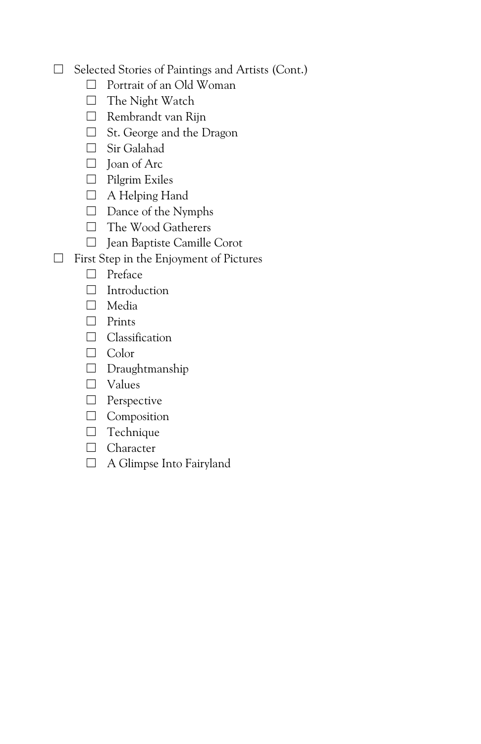- ☐ Selected Stories of Paintings and Artists (Cont.)
    - ☐ Portrait of an Old Woman
    - ☐ The Night Watch
    - ☐ Rembrandt van Rijn
    - ☐ St. George and the Dragon
    - ☐ Sir Galahad
    - ☐ Joan of Arc
    - ☐ Pilgrim Exiles
    - ☐ A Helping Hand
    - ☐ Dance of the Nymphs
    - ☐ The Wood Gatherers
    - ☐ Jean Baptiste Camille Corot
- ☐ First Step in the Enjoyment of Pictures
    - ☐ Preface
    - ☐ Introduction
    - ☐ Media
    - ☐ Prints
    - ☐ Classification
    - ☐ Color
    - ☐ Draughtmanship
    - ☐ Values
    - ☐ Perspective
    - ☐ Composition
    - ☐ Technique
    - ☐ Character
    - ☐ A Glimpse Into Fairyland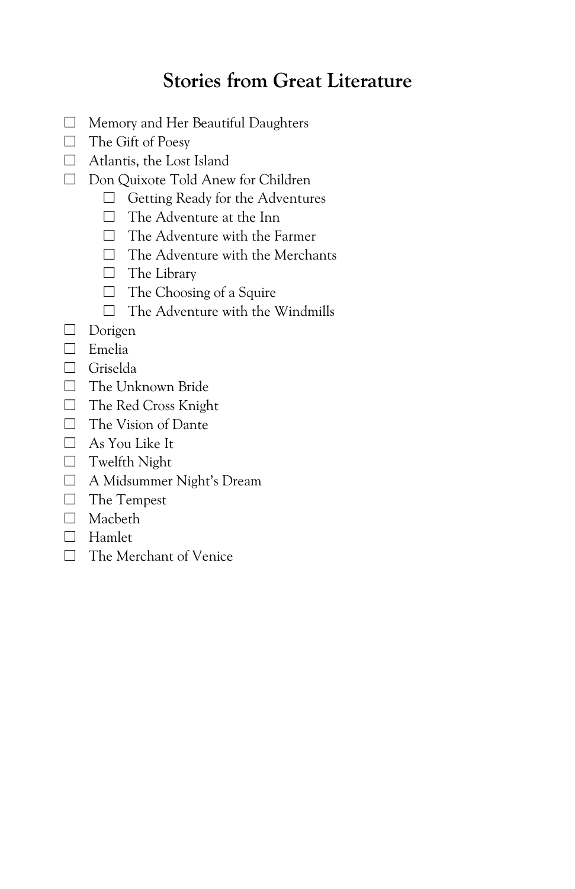# Stories from Great Literature

- ☐ Memory and Her Beautiful Daughters
- ☐ The Gift of Poesy
- ☐ Atlantis, the Lost Island
- ☐ Don Quixote Told Anew for Children
  - ☐ Getting Ready for the Adventures
  - ☐ The Adventure at the Inn
  - ☐ The Adventure with the Farmer
  - ☐ The Adventure with the Merchants
  - ☐ The Library
  - ☐ The Choosing of a Squire
  - ☐ The Adventure with the Windmills
- ☐ Dorigen
- ☐ Emelia
- ☐ Griselda
- ☐ The Unknown Bride
- ☐ The Red Cross Knight
- ☐ The Vision of Dante
- ☐ As You Like It
- ☐ Twelfth Night
- ☐ A Midsummer Night's Dream
- ☐ The Tempest
- ☐ Macbeth
- ☐ Hamlet
- ☐ The Merchant of Venice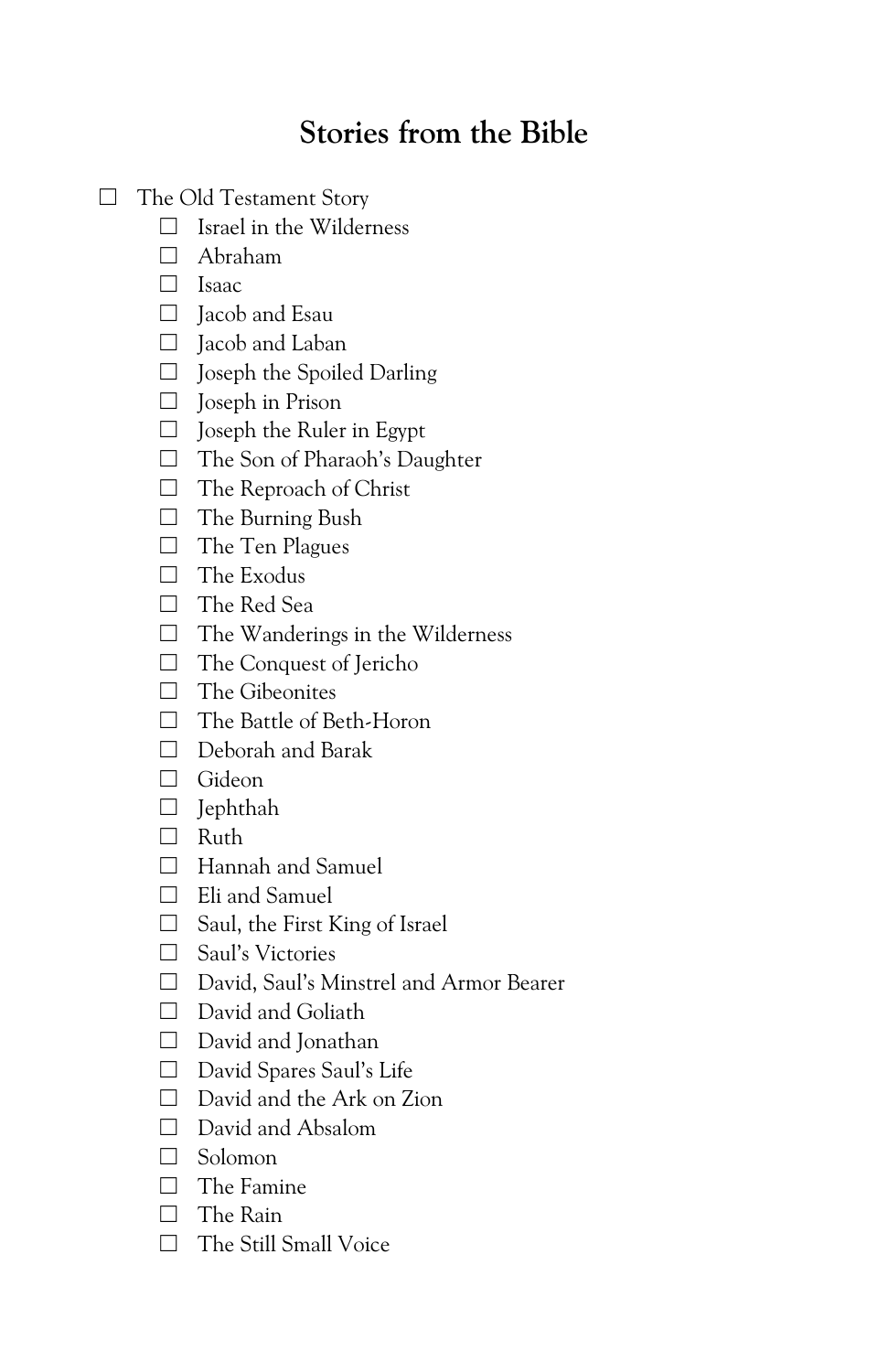## Stories from the Bible

- ☐ The Old Testament Story
    - ☐ Israel in the Wilderness
    - ☐ Abraham
    - ☐ Isaac
    - ☐ Jacob and Esau
    - ☐ Jacob and Laban
    - ☐ Joseph the Spoiled Darling
    - ☐ Joseph in Prison
    - ☐ Joseph the Ruler in Egypt
    - ☐ The Son of Pharaoh's Daughter
    - ☐ The Reproach of Christ
    - ☐ The Burning Bush
    - ☐ The Ten Plagues
    - ☐ The Exodus
    - ☐ The Red Sea
    - ☐ The Wanderings in the Wilderness
    - ☐ The Conquest of Jericho
    - ☐ The Gibeonites
    - ☐ The Battle of Beth-Horon
    - ☐ Deborah and Barak
    - ☐ Gideon
    - ☐ Jephthah
    - ☐ Ruth
    - ☐ Hannah and Samuel
    - ☐ Eli and Samuel
    - ☐ Saul, the First King of Israel
    - ☐ Saul's Victories
    - ☐ David, Saul's Minstrel and Armor Bearer
    - ☐ David and Goliath
    - ☐ David and Jonathan
    - ☐ David Spares Saul's Life
    - ☐ David and the Ark on Zion
    - ☐ David and Absalom
    - ☐ Solomon
    - ☐ The Famine
    - ☐ The Rain
    - ☐ The Still Small Voice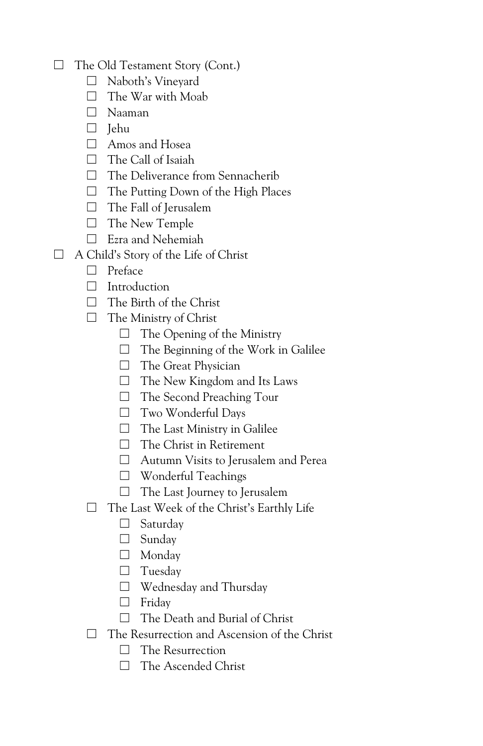- ☐ The Old Testament Story (Cont.)
  - ☐ Naboth's Vineyard
  - ☐ The War with Moab
  - ☐ Naaman
  - ☐ Jehu
  - ☐ Amos and Hosea
  - ☐ The Call of Isaiah
  - ☐ The Deliverance from Sennacherib
  - ☐ The Putting Down of the High Places
  - ☐ The Fall of Jerusalem
  - ☐ The New Temple
  - ☐ Ezra and Nehemiah
- ☐ A Child's Story of the Life of Christ
  - ☐ Preface
  - ☐ Introduction
  - ☐ The Birth of the Christ
  - ☐ The Ministry of Christ
    - ☐ The Opening of the Ministry
    - ☐ The Beginning of the Work in Galilee
    - ☐ The Great Physician
    - ☐ The New Kingdom and Its Laws
    - ☐ The Second Preaching Tour
    - ☐ Two Wonderful Days
    - ☐ The Last Ministry in Galilee
    - ☐ The Christ in Retirement
    - ☐ Autumn Visits to Jerusalem and Perea
    - ☐ Wonderful Teachings
    - ☐ The Last Journey to Jerusalem
  - ☐ The Last Week of the Christ's Earthly Life
    - ☐ Saturday
    - ☐ Sunday
    - ☐ Monday
    - ☐ Tuesday
    - ☐ Wednesday and Thursday
    - ☐ Friday
    - ☐ The Death and Burial of Christ
  - ☐ The Resurrection and Ascension of the Christ
    - ☐ The Resurrection
    - ☐ The Ascended Christ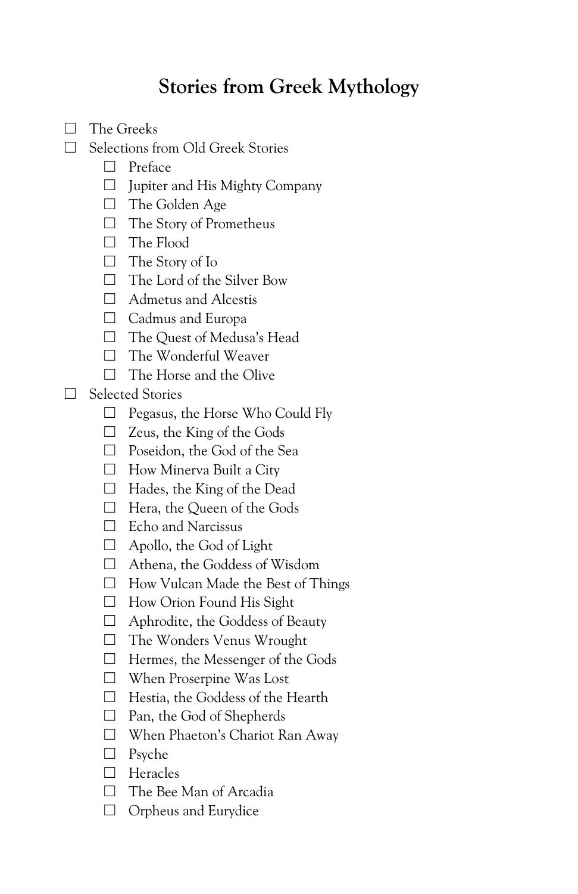# Stories from Greek Mythology

- ☐ The Greeks
- ☐ Selections from Old Greek Stories
    - ☐ Preface
    - ☐ Jupiter and His Mighty Company
    - ☐ The Golden Age
    - ☐ The Story of Prometheus
    - ☐ The Flood
    - ☐ The Story of Io
    - ☐ The Lord of the Silver Bow
    - ☐ Admetus and Alcestis
    - ☐ Cadmus and Europa
    - ☐ The Quest of Medusa's Head
    - ☐ The Wonderful Weaver
    - ☐ The Horse and the Olive
- ☐ Selected Stories
    - ☐ Pegasus, the Horse Who Could Fly
    - ☐ Zeus, the King of the Gods
    - ☐ Poseidon, the God of the Sea
    - ☐ How Minerva Built a City
    - ☐ Hades, the King of the Dead
    - ☐ Hera, the Queen of the Gods
    - ☐ Echo and Narcissus
    - ☐ Apollo, the God of Light
    - ☐ Athena, the Goddess of Wisdom
    - ☐ How Vulcan Made the Best of Things
    - ☐ How Orion Found His Sight
    - ☐ Aphrodite, the Goddess of Beauty
    - ☐ The Wonders Venus Wrought
    - ☐ Hermes, the Messenger of the Gods
    - ☐ When Proserpine Was Lost
    - ☐ Hestia, the Goddess of the Hearth
    - ☐ Pan, the God of Shepherds
    - ☐ When Phaeton's Chariot Ran Away
    - ☐ Psyche
    - ☐ Heracles
    - ☐ The Bee Man of Arcadia
    - ☐ Orpheus and Eurydice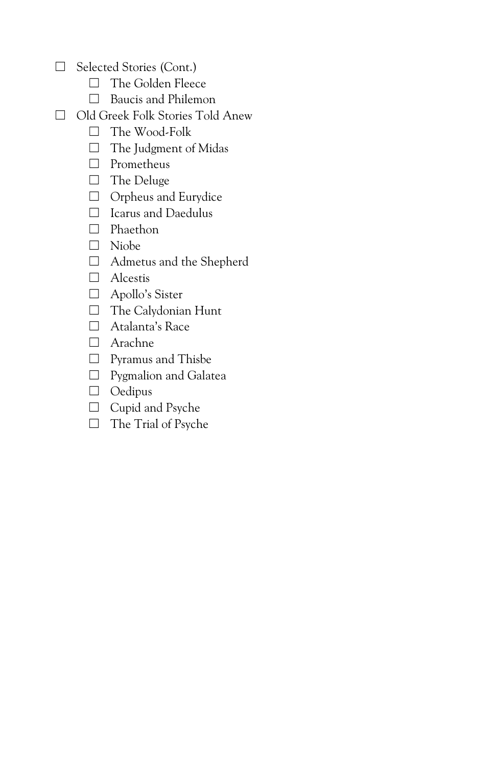- ☐ Selected Stories (Cont.)
  - ☐ The Golden Fleece
  - ☐ Baucis and Philemon
- ☐ Old Greek Folk Stories Told Anew
  - ☐ The Wood-Folk
  - ☐ The Judgment of Midas
  - ☐ Prometheus
  - ☐ The Deluge
  - ☐ Orpheus and Eurydice
  - ☐ Icarus and Daedulus
  - ☐ Phaethon
  - ☐ Niobe
  - ☐ Admetus and the Shepherd
  - ☐ Alcestis
  - ☐ Apollo's Sister
  - ☐ The Calydonian Hunt
  - ☐ Atalanta's Race
  - ☐ Arachne
  - ☐ Pyramus and Thisbe
  - ☐ Pygmalion and Galatea
  - ☐ Oedipus
  - ☐ Cupid and Psyche
  - ☐ The Trial of Psyche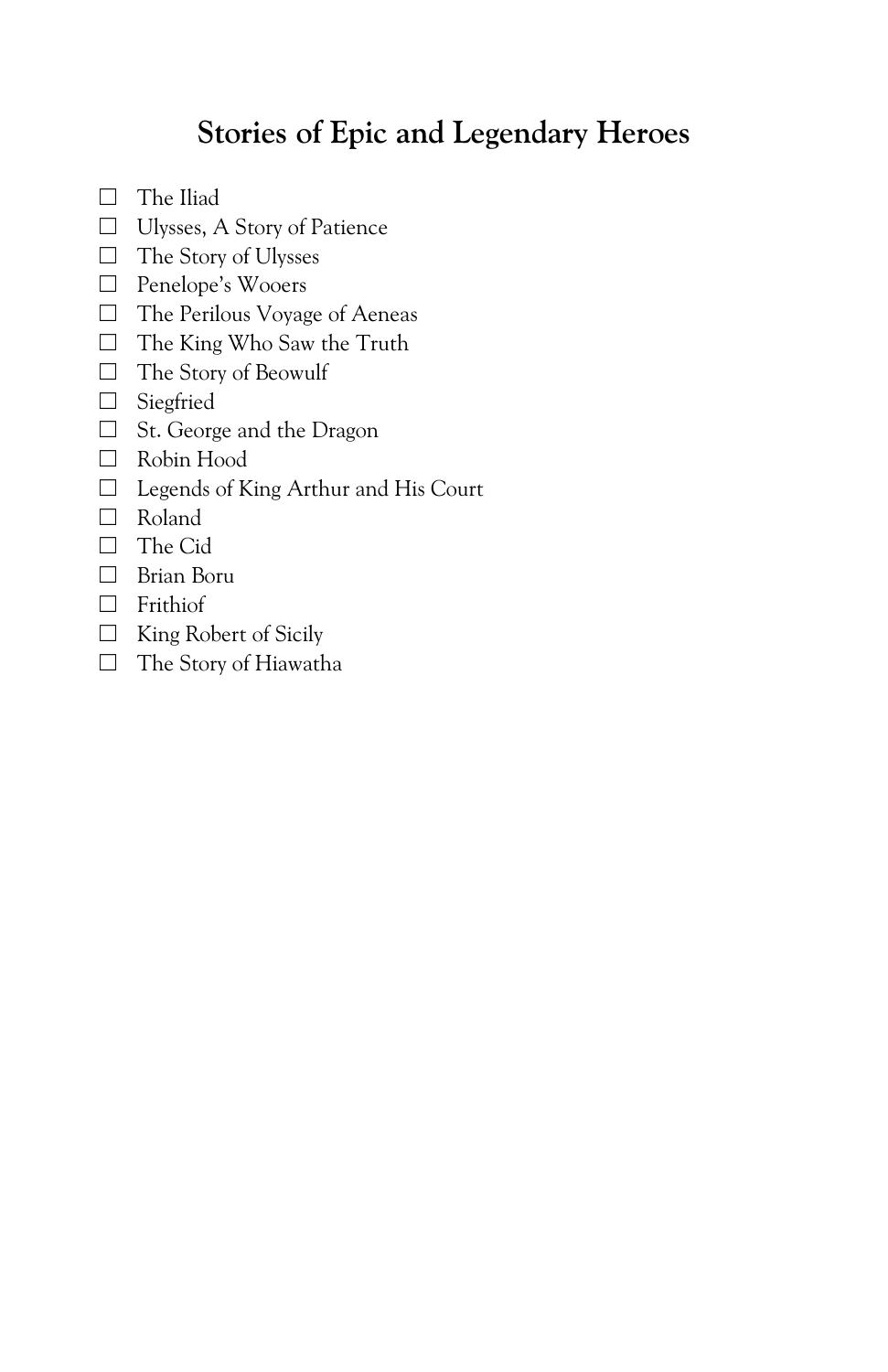## Stories of Epic and Legendary Heroes

- ☐ The Iliad
- ☐ Ulysses, A Story of Patience
- ☐ The Story of Ulysses
- ☐ Penelope's Wooers
- ☐ The Perilous Voyage of Aeneas
- ☐ The King Who Saw the Truth
- ☐ The Story of Beowulf
- ☐ Siegfried
- ☐ St. George and the Dragon
- ☐ Robin Hood
- ☐ Legends of King Arthur and His Court
- ☐ Roland
- ☐ The Cid
- ☐ Brian Boru
- ☐ Frithiof
- ☐ King Robert of Sicily
- ☐ The Story of Hiawatha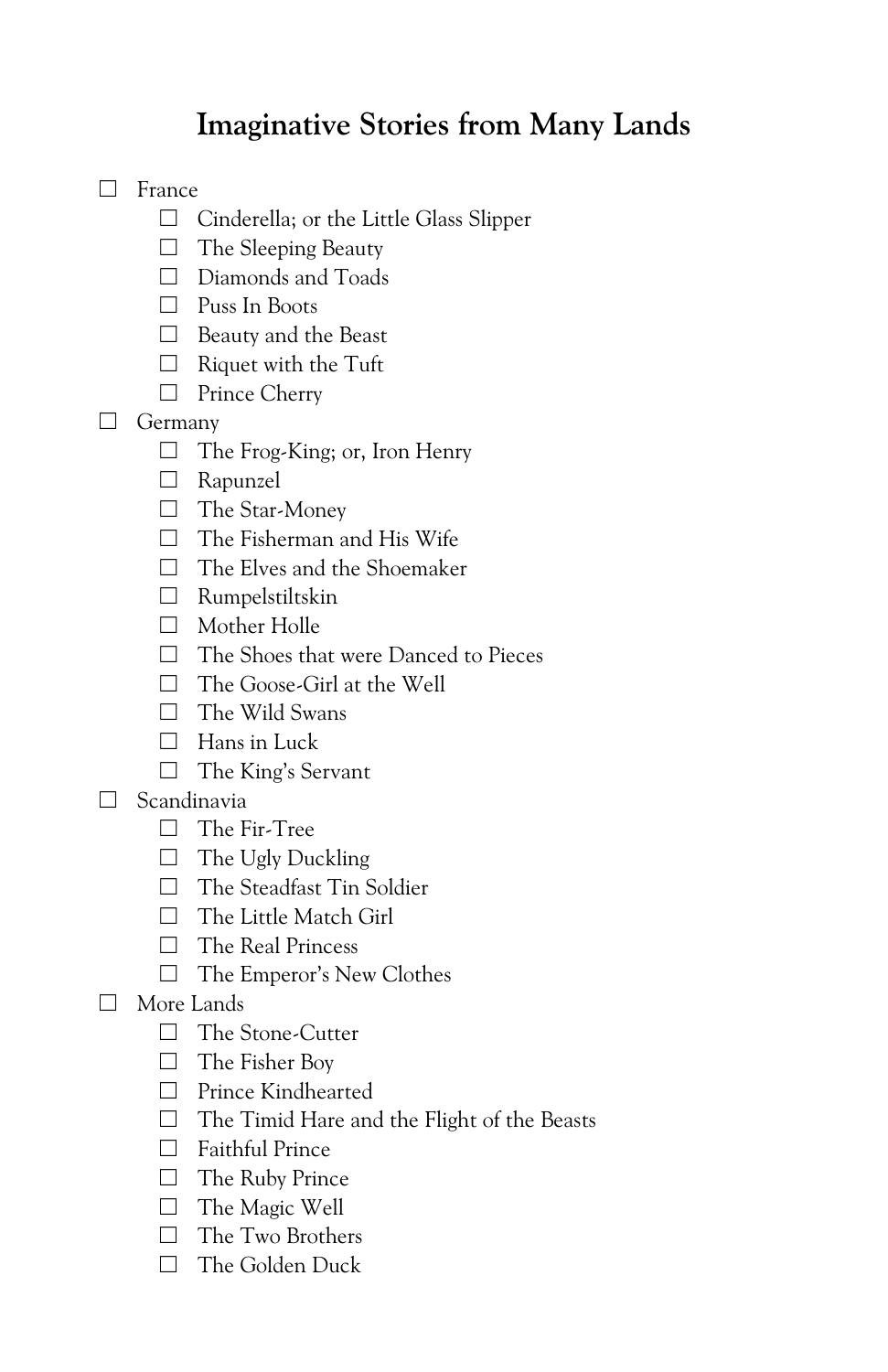# Imaginative Stories from Many Lands

- [ ] France
  - [ ] Cinderella; or the Little Glass Slipper
  - [ ] The Sleeping Beauty
  - [ ] Diamonds and Toads
  - [ ] Puss In Boots
  - [ ] Beauty and the Beast
  - [ ] Riquet with the Tuft
  - [ ] Prince Cherry
- [ ] Germany
  - [ ] The Frog-King; or, Iron Henry
  - [ ] Rapunzel
  - [ ] The Star-Money
  - [ ] The Fisherman and His Wife
  - [ ] The Elves and the Shoemaker
  - [ ] Rumpelstiltskin
  - [ ] Mother Holle
  - [ ] The Shoes that were Danced to Pieces
  - [ ] The Goose-Girl at the Well
  - [ ] The Wild Swans
  - [ ] Hans in Luck
  - [ ] The King's Servant
- [ ] Scandinavia
  - [ ] The Fir-Tree
  - [ ] The Ugly Duckling
  - [ ] The Steadfast Tin Soldier
  - [ ] The Little Match Girl
  - [ ] The Real Princess
  - [ ] The Emperor's New Clothes
- [ ] More Lands
  - [ ] The Stone-Cutter
  - [ ] The Fisher Boy
  - [ ] Prince Kindhearted
  - [ ] The Timid Hare and the Flight of the Beasts
  - [ ] Faithful Prince
  - [ ] The Ruby Prince
  - [ ] The Magic Well
  - [ ] The Two Brothers
  - [ ] The Golden Duck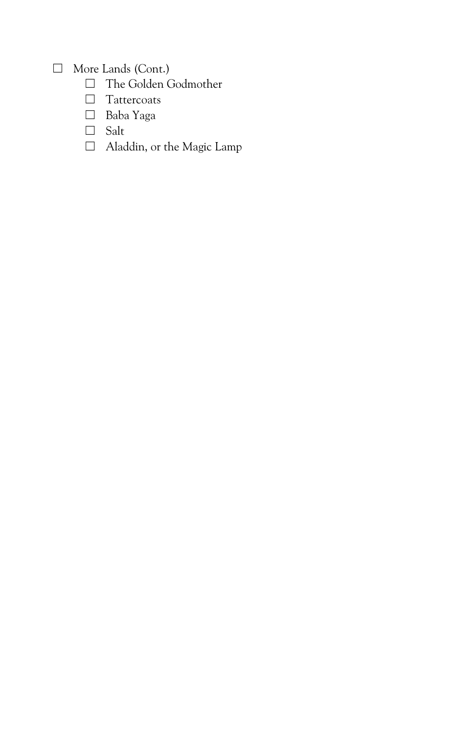- ☐ More Lands (Cont.)
  - ☐ The Golden Godmother
  - ☐ Tattercoats
  - ☐ Baba Yaga
  - ☐ Salt
  - ☐ Aladdin, or the Magic Lamp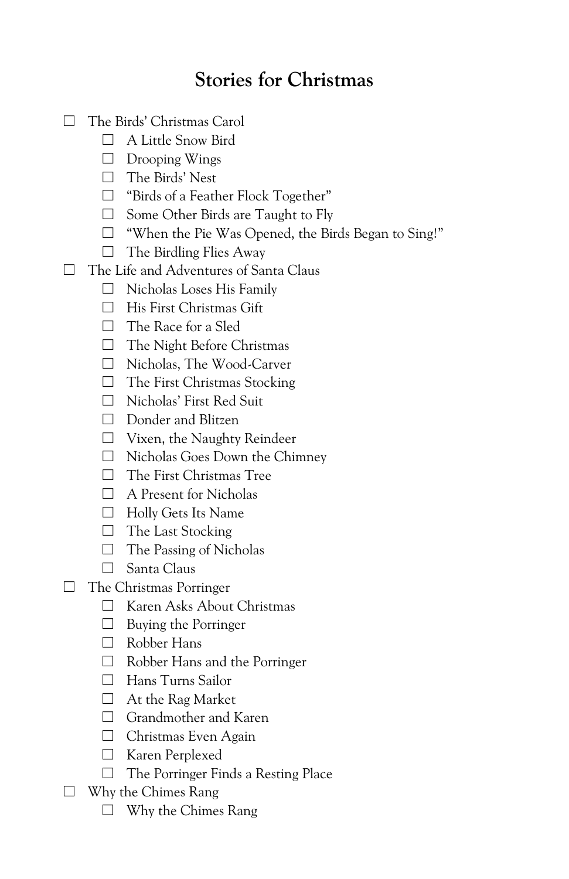# Stories for Christmas

- ☐ The Birds' Christmas Carol
  - ☐ A Little Snow Bird
  - ☐ Drooping Wings
  - ☐ The Birds' Nest
  - ☐ "Birds of a Feather Flock Together"
  - ☐ Some Other Birds are Taught to Fly
  - ☐ "When the Pie Was Opened, the Birds Began to Sing!"
  - ☐ The Birdling Flies Away
- ☐ The Life and Adventures of Santa Claus
  - ☐ Nicholas Loses His Family
  - ☐ His First Christmas Gift
  - ☐ The Race for a Sled
  - ☐ The Night Before Christmas
  - ☐ Nicholas, The Wood-Carver
  - ☐ The First Christmas Stocking
  - ☐ Nicholas' First Red Suit
  - ☐ Donder and Blitzen
  - ☐ Vixen, the Naughty Reindeer
  - ☐ Nicholas Goes Down the Chimney
  - ☐ The First Christmas Tree
  - ☐ A Present for Nicholas
  - ☐ Holly Gets Its Name
  - ☐ The Last Stocking
  - ☐ The Passing of Nicholas
  - ☐ Santa Claus
- ☐ The Christmas Porringer
  - ☐ Karen Asks About Christmas
  - ☐ Buying the Porringer
  - ☐ Robber Hans
  - ☐ Robber Hans and the Porringer
  - ☐ Hans Turns Sailor
  - ☐ At the Rag Market
  - ☐ Grandmother and Karen
  - ☐ Christmas Even Again
  - ☐ Karen Perplexed
  - ☐ The Porringer Finds a Resting Place
- ☐ Why the Chimes Rang
  - ☐ Why the Chimes Rang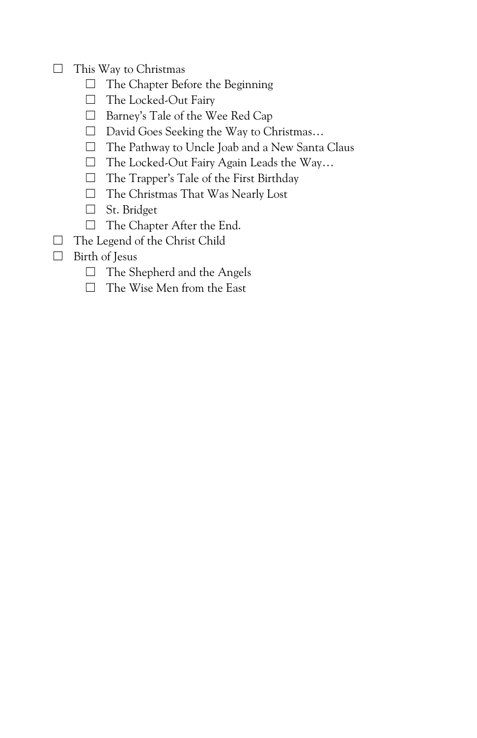- ☐ This Way to Christmas
    - ☐ The Chapter Before the Beginning
    - ☐ The Locked-Out Fairy
    - ☐ Barney's Tale of the Wee Red Cap
    - ☐ David Goes Seeking the Way to Christmas…
    - ☐ The Pathway to Uncle Joab and a New Santa Claus
    - ☐ The Locked-Out Fairy Again Leads the Way…
    - ☐ The Trapper's Tale of the First Birthday
    - ☐ The Christmas That Was Nearly Lost
    - ☐ St. Bridget
    - ☐ The Chapter After the End.
- ☐ The Legend of the Christ Child
- ☐ Birth of Jesus
    - ☐ The Shepherd and the Angels
    - ☐ The Wise Men from the East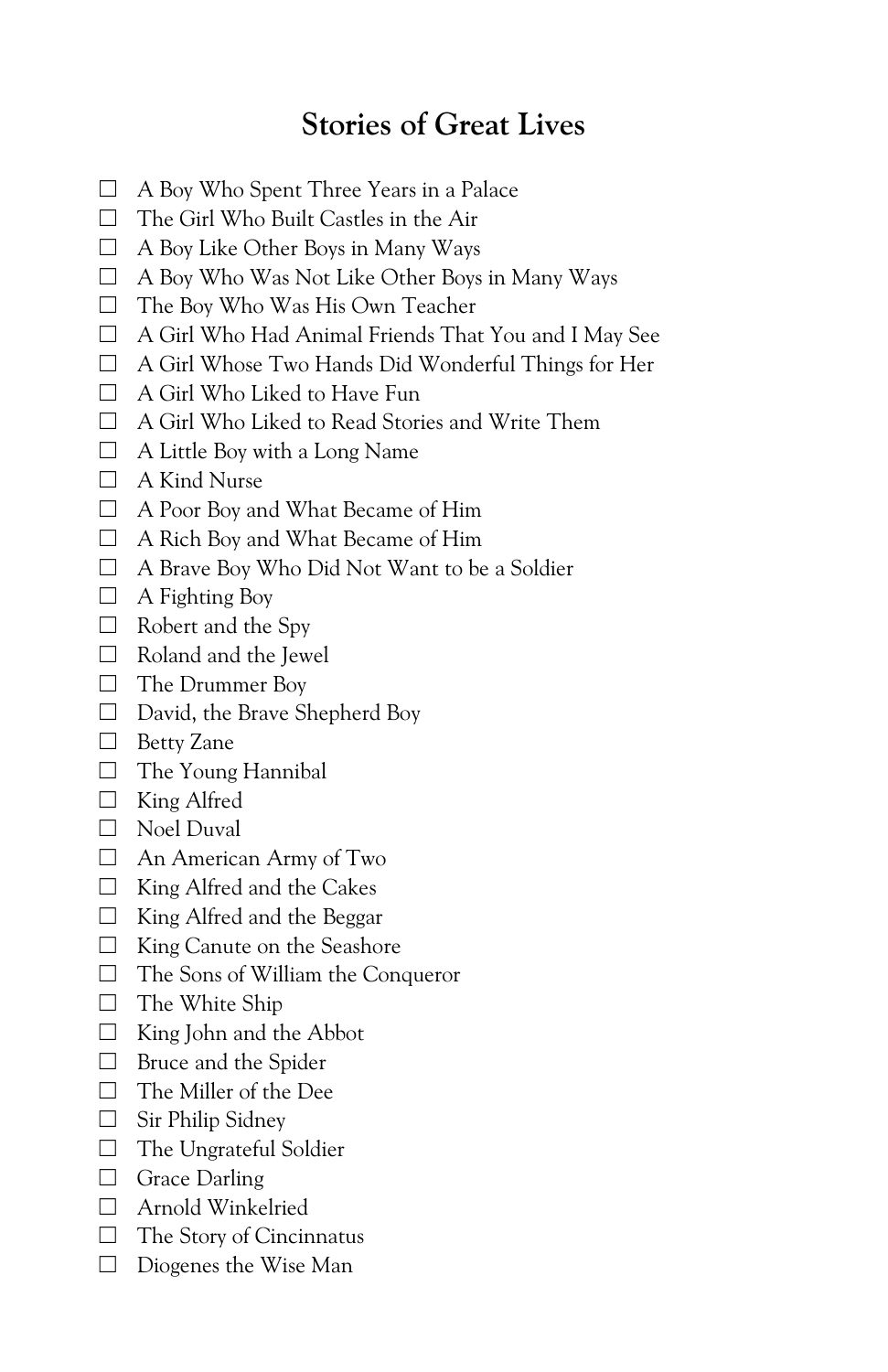# Stories of Great Lives

- ☐ A Boy Who Spent Three Years in a Palace
- ☐ The Girl Who Built Castles in the Air
- ☐ A Boy Like Other Boys in Many Ways
- ☐ A Boy Who Was Not Like Other Boys in Many Ways
- ☐ The Boy Who Was His Own Teacher
- ☐ A Girl Who Had Animal Friends That You and I May See
- ☐ A Girl Whose Two Hands Did Wonderful Things for Her
- ☐ A Girl Who Liked to Have Fun
- ☐ A Girl Who Liked to Read Stories and Write Them
- ☐ A Little Boy with a Long Name
- ☐ A Kind Nurse
- ☐ A Poor Boy and What Became of Him
- ☐ A Rich Boy and What Became of Him
- ☐ A Brave Boy Who Did Not Want to be a Soldier
- ☐ A Fighting Boy
- ☐ Robert and the Spy
- ☐ Roland and the Jewel
- ☐ The Drummer Boy
- ☐ David, the Brave Shepherd Boy
- ☐ Betty Zane
- ☐ The Young Hannibal
- ☐ King Alfred
- ☐ Noel Duval
- ☐ An American Army of Two
- ☐ King Alfred and the Cakes
- ☐ King Alfred and the Beggar
- ☐ King Canute on the Seashore
- ☐ The Sons of William the Conqueror
- ☐ The White Ship
- ☐ King John and the Abbot
- ☐ Bruce and the Spider
- ☐ The Miller of the Dee
- ☐ Sir Philip Sidney
- ☐ The Ungrateful Soldier
- ☐ Grace Darling
- ☐ Arnold Winkelried
- ☐ The Story of Cincinnatus
- ☐ Diogenes the Wise Man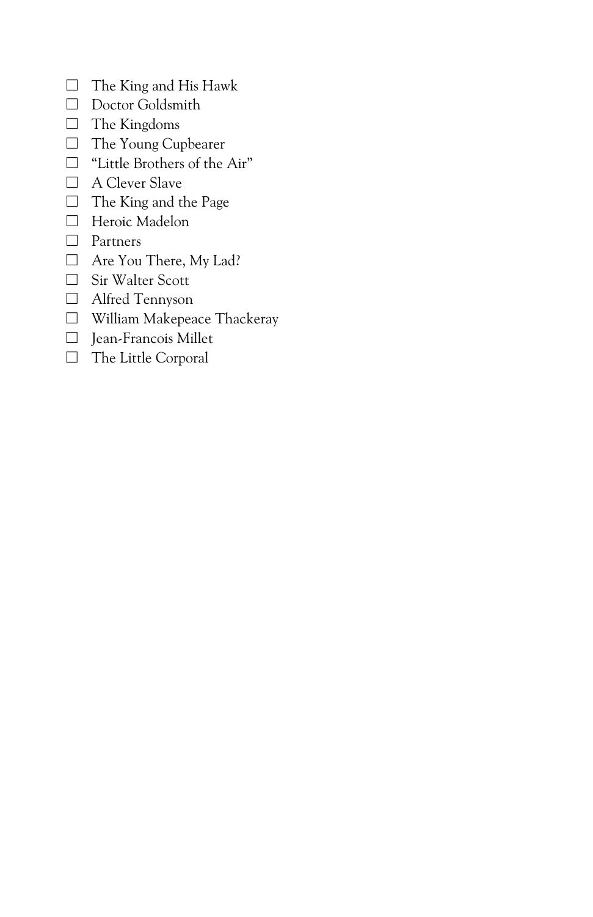- ☐ The King and His Hawk
- ☐ Doctor Goldsmith
- ☐ The Kingdoms
- ☐ The Young Cupbearer
- ☐ “Little Brothers of the Air”
- ☐ A Clever Slave
- ☐ The King and the Page
- ☐ Heroic Madelon
- ☐ Partners
- ☐ Are You There, My Lad?
- ☐ Sir Walter Scott
- ☐ Alfred Tennyson
- ☐ William Makepeace Thackeray
- ☐ Jean-Francois Millet
- ☐ The Little Corporal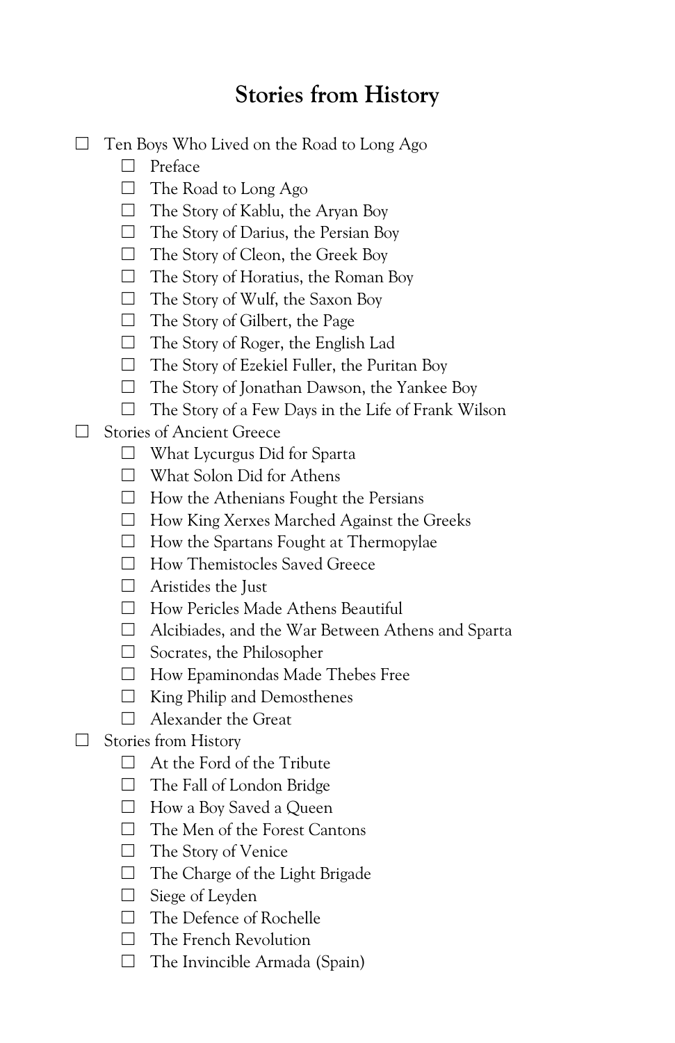# Stories from History

- ☐ Ten Boys Who Lived on the Road to Long Ago
  - ☐ Preface
  - ☐ The Road to Long Ago
  - ☐ The Story of Kablu, the Aryan Boy
  - ☐ The Story of Darius, the Persian Boy
  - ☐ The Story of Cleon, the Greek Boy
  - ☐ The Story of Horatius, the Roman Boy
  - ☐ The Story of Wulf, the Saxon Boy
  - ☐ The Story of Gilbert, the Page
  - ☐ The Story of Roger, the English Lad
  - ☐ The Story of Ezekiel Fuller, the Puritan Boy
  - ☐ The Story of Jonathan Dawson, the Yankee Boy
  - ☐ The Story of a Few Days in the Life of Frank Wilson
- ☐ Stories of Ancient Greece
  - ☐ What Lycurgus Did for Sparta
  - ☐ What Solon Did for Athens
  - ☐ How the Athenians Fought the Persians
  - ☐ How King Xerxes Marched Against the Greeks
  - ☐ How the Spartans Fought at Thermopylae
  - ☐ How Themistocles Saved Greece
  - ☐ Aristides the Just
  - ☐ How Pericles Made Athens Beautiful
  - ☐ Alcibiades, and the War Between Athens and Sparta
  - ☐ Socrates, the Philosopher
  - ☐ How Epaminondas Made Thebes Free
  - ☐ King Philip and Demosthenes
  - ☐ Alexander the Great
- ☐ Stories from History
  - ☐ At the Ford of the Tribute
  - ☐ The Fall of London Bridge
  - ☐ How a Boy Saved a Queen
  - ☐ The Men of the Forest Cantons
  - ☐ The Story of Venice
  - ☐ The Charge of the Light Brigade
  - ☐ Siege of Leyden
  - ☐ The Defence of Rochelle
  - ☐ The French Revolution
  - ☐ The Invincible Armada (Spain)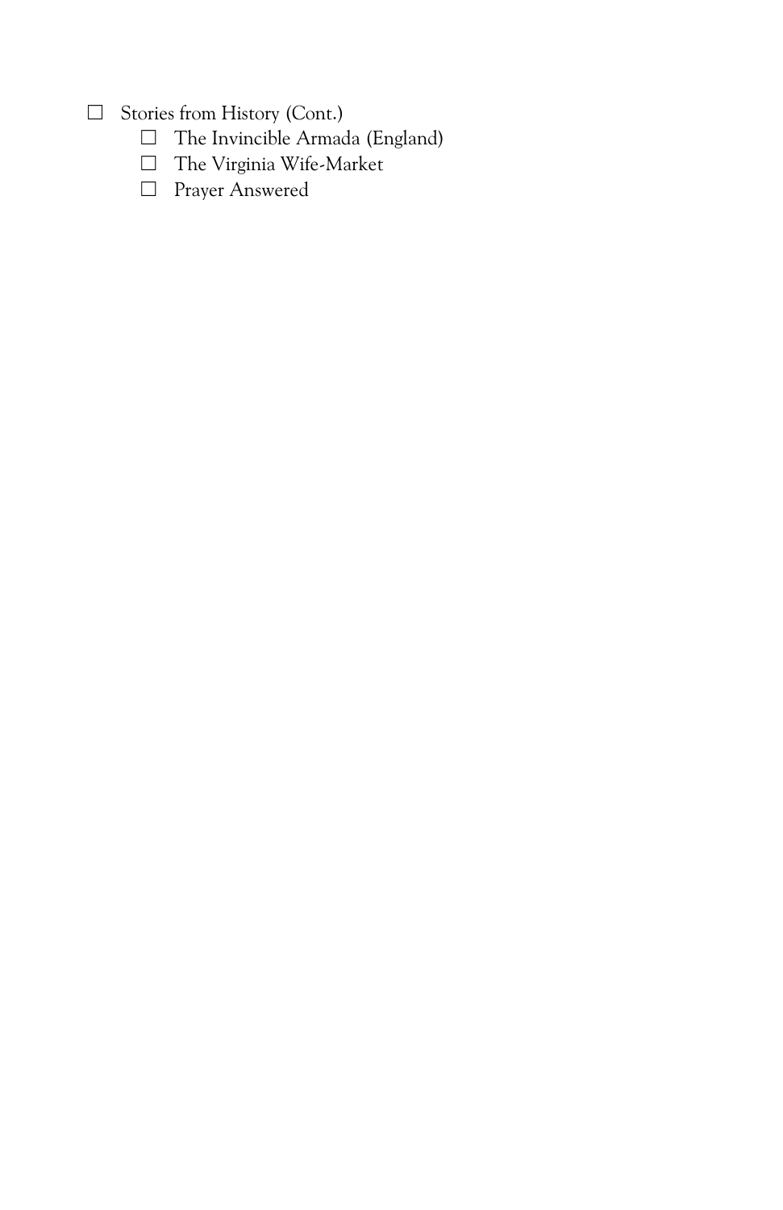- ☐ Stories from History (Cont.)
    - ☐ The Invincible Armada (England)
    - ☐ The Virginia Wife-Market
    - ☐ Prayer Answered